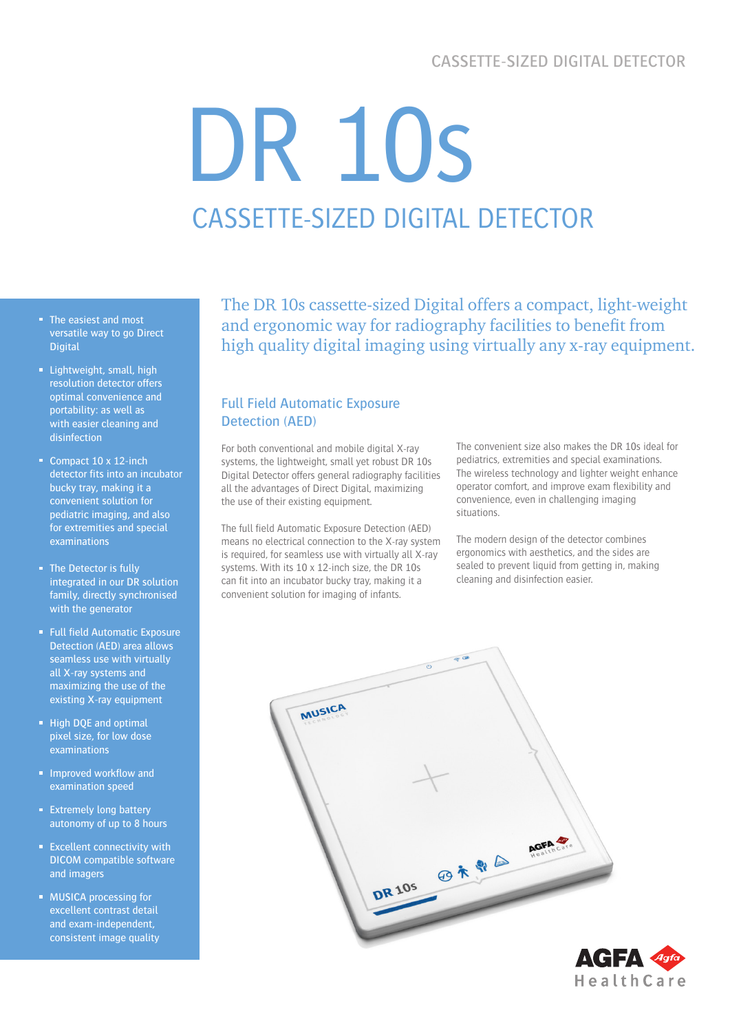CASSETTE-SIZED DIGITAL DETECTOR

# DR 10s

## CASSETTE-SIZED DIGITAL DETECTOR

- The easiest and most versatile way to go Direct Digital
- Lightweight, small, high resolution detector offers optimal convenience and portability: as well as with easier cleaning and disinfection
- Compact 10 x 12-inch detector fits into an incubator bucky tray, making it a convenient solution for pediatric imaging, and also for extremities and special examinations
- The Detector is fully integrated in our DR solution family, directly synchronised with the generator
- Full field Automatic Exposure Detection (AED) area allows seamless use with virtually all X-ray systems and maximizing the use of the existing X-ray equipment
- High DQE and optimal pixel size, for low dose examinations
- Improved workflow and examination speed
- Extremely long battery autonomy of up to 8 hours
- Excellent connectivity with DICOM compatible software and imagers
- MUSICA processing for excellent contrast detail and exam-independent, consistent image quality

The DR 10s cassette-sized Digital offers a compact, light-weight and ergonomic way for radiography facilities to benefit from high quality digital imaging using virtually any x-ray equipment.

### Full Field Automatic Exposure Detection (AED)

For both conventional and mobile digital X-ray systems, the lightweight, small yet robust DR 10s Digital Detector offers general radiography facilities all the advantages of Direct Digital, maximizing the use of their existing equipment.

The full field Automatic Exposure Detection (AED) means no electrical connection to the X-ray system is required, for seamless use with virtually all X-ray systems. With its 10 x 12-inch size, the DR 10s can fit into an incubator bucky tray, making it a convenient solution for imaging of infants.

The convenient size also makes the DR 10s ideal for pediatrics, extremities and special examinations. The wireless technology and lighter weight enhance operator comfort, and improve exam flexibility and convenience, even in challenging imaging situations.

The modern design of the detector combines ergonomics with aesthetics, and the sides are sealed to prevent liquid from getting in, making cleaning and disinfection easier.

AGFA HealthCare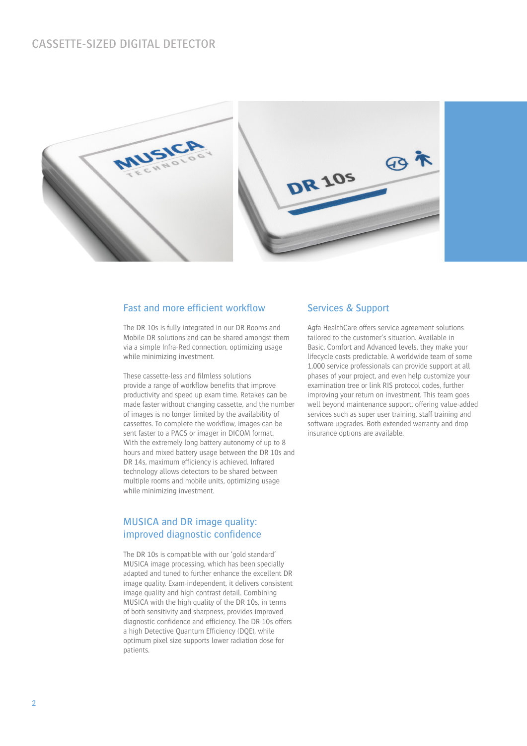# CASSETTE-SIZED DIGITAL DETECTOR

## Fast and more efficient workflow

The DR 10s is fully integrated in our DR Rooms and Mobile DR solutions and can be shared amongst them via a simple Infra-Red connection, optimizing usage while minimizing investment.

These cassette-less and filmless solutions provide a range of workflow benefits that improve productivity and speed up exam time. Retakes can be made faster without changing cassette, and the number of images is no longer limited by the availability of cassettes. To complete the workflow, images can be sent faster to a PACS or imager in DICOM format. With the extremely long battery autonomy of up to 8 hours and mixed battery usage between the DR 10s and DR 14s, maximum efficiency is achieved. Infrared technology allows detectors to be shared between multiple rooms and mobile units, optimizing usage while minimizing investment.

## MUSICA and DR image quality: improved diagnostic confidence

The DR 10s is compatible with our 'gold standard' MUSICA image processing, which has been specially adapted and tuned to further enhance the excellent DR image quality. Exam-independent, it delivers consistent image quality and high contrast detail. Combining MUSICA with the high quality of the DR 10s, in terms of both sensitivity and sharpness, provides improved diagnostic confidence and efficiency. The DR 10s offers a high Detective Quantum Efficiency (DQE), while optimum pixel size supports lower radiation dose for patients.

## Services & Support

Agfa HealthCare offers service agreement solutions tailored to the customer's situation. Available in Basic, Comfort and Advanced levels, they make your lifecycle costs predictable. A worldwide team of some 1,000 service professionals can provide support at all phases of your project, and even help customize your examination tree or link RIS protocol codes, further improving your return on investment. This team goes well beyond maintenance support, offering value-added services such as super user training, staff training and software upgrades. Both extended warranty and drop insurance options are available.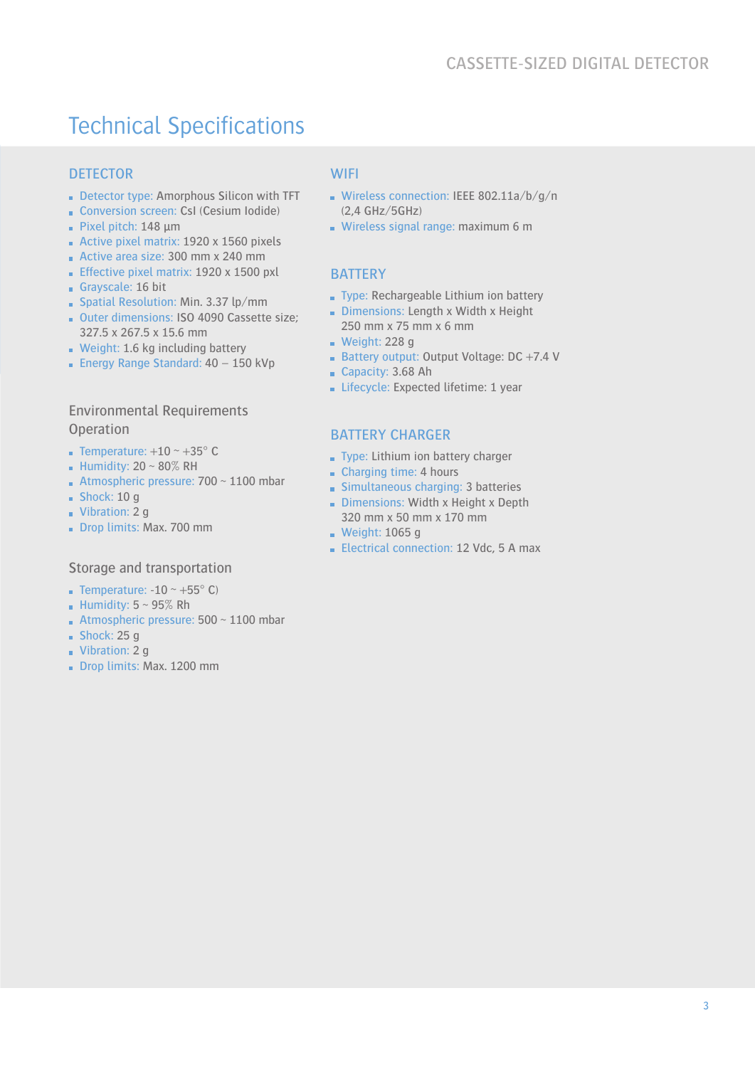# Technical Specifications

## DETECTOR

- Detector type: Amorphous Silicon with TFT
- Conversion screen: CsI (Cesium Iodide)
- Pixel pitch: 148 µm
- Active pixel matrix: 1920 x 1560 pixels
- Active area size: 300 mm x 240 mm
- Effective pixel matrix: 1920 x 1500 pxl
- Grayscale: 16 bit
- Spatial Resolution: Min. 3.37 lp/mm
- Outer dimensions: ISO 4090 Cassette size; 327.5 x 267.5 x 15.6 mm
- Weight: 1.6 kg including battery
- Energy Range Standard: 40 – 150 kVp

### Environmental Requirements Operation

- Temperature: +10 ~ +35° C
- Humidity: 20 ~ 80% RH
- Atmospheric pressure: 700 ~ 1100 mbar
- Shock: 10 g
- Vibration: 2 g
- Drop limits: Max. 700 mm

### Storage and transportation

- Temperature: -10 ~ +55° C)
- Humidity: 5 ~ 95% Rh
- Atmospheric pressure: 500 ~ 1100 mbar
- Shock: 25 g
- Vibration: 2 g
- Drop limits: Max. 1200 mm

## WIFI

- Wireless connection: IEEE 802.11a/b/g/n (2,4 GHz/5GHz)
- Wireless signal range: maximum 6 m

## BATTERY

- Type: Rechargeable Lithium ion battery
- Dimensions: Length x Width x Height 250 mm x 75 mm x 6 mm
- Weight: 228 g
- Battery output: Output Voltage: DC +7.4 V
- Capacity: 3.68 Ah
- Lifecycle: Expected lifetime: 1 year

## BATTERY CHARGER

- Type: Lithium ion battery charger
- Charging time: 4 hours
- Simultaneous charging: 3 batteries
- Dimensions: Width x Height x Depth 320 mm x 50 mm x 170 mm
- Weight: 1065 g
- Electrical connection: 12 Vdc, 5 A max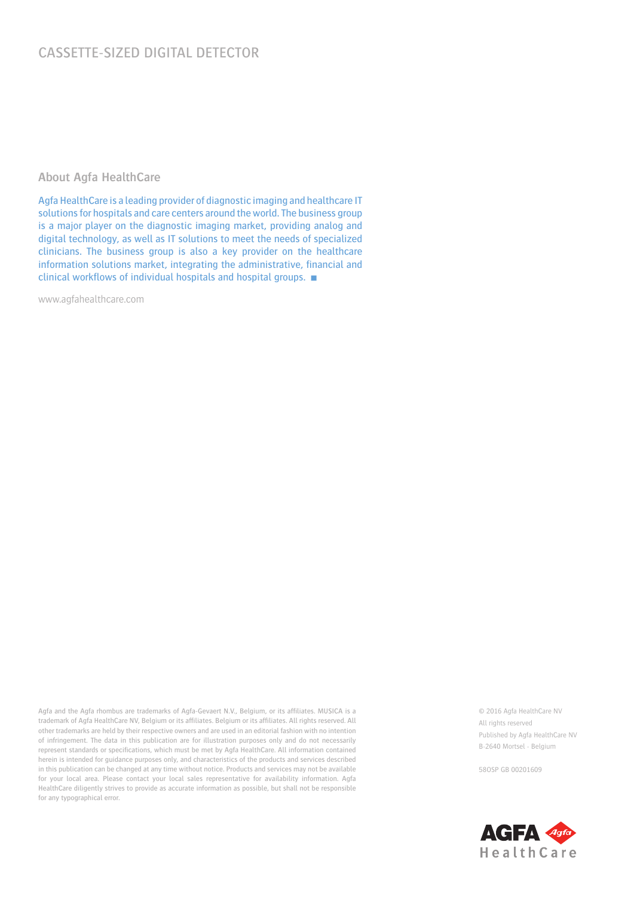## About Agfa HealthCare

Agfa HealthCare is a leading provider of diagnostic imaging and healthcare IT solutions for hospitals and care centers around the world. The business group is a major player on the diagnostic imaging market, providing analog and digital technology, as well as IT solutions to meet the needs of specialized clinicians. The business group is also a key provider on the healthcare information solutions market, integrating the administrative, financial and clinical workflows of individual hospitals and hospital groups. ■

www.agfahealthcare.com

Agfa and the Agfa rhombus are trademarks of Agfa-Gevaert N.V., Belgium, or its affiliates. MUSICA is a trademark of Agfa HealthCare NV, Belgium or its affiliates. Belgium or its affiliates. All rights reserved. All other trademarks are held by their respective owners and are used in an editorial fashion with no intention of infringement. The data in this publication are for illustration purposes only and do not necessarily represent standards or specifications, which must be met by Agfa HealthCare. All information contained herein is intended for guidance purposes only, and characteristics of the products and services described in this publication can be changed at any time without notice. Products and services may not be available for your local area. Please contact your local sales representative for availability information. Agfa HealthCare diligently strives to provide as accurate information as possible, but shall not be responsible for any typographical error.

© 2016 Agfa HealthCare NV
All rights reserved
Published by Agfa HealthCare NV
B-2640 Mortsel - Belgium

58OSP GB 00201609

AGFA HealthCare